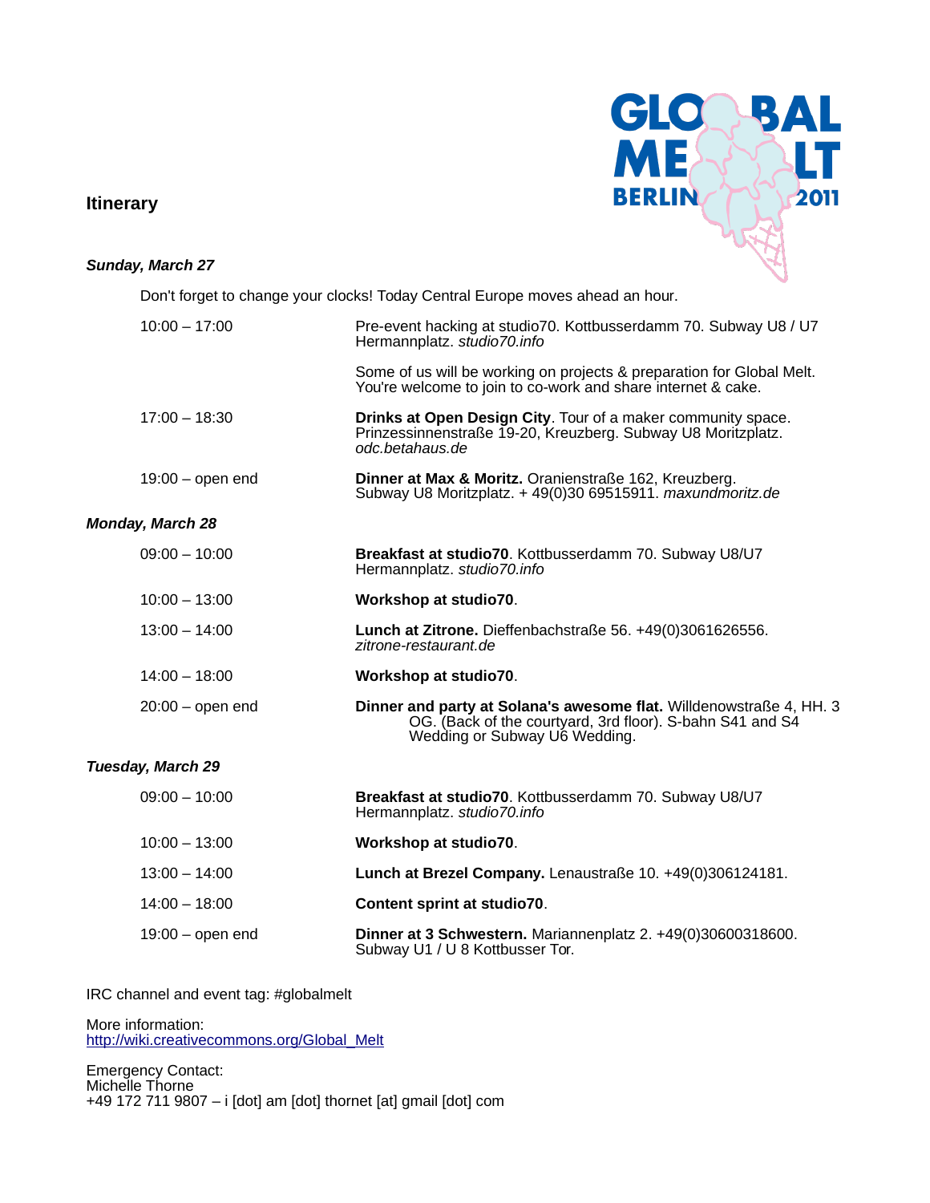GLOBAL MELT BERLIN 2011

## Itinerary

### *Sunday, March 27*

Don't forget to change your clocks! Today Central Europe moves ahead an hour.

| | |
|---|---|
| 10:00 – 17:00 | Pre-event hacking at studio70. Kottbusserdamm 70. Subway U8 / U7 Hermannplatz. *studio70.info* |
| | Some of us will be working on projects & preparation for Global Melt. You're welcome to join to co-work and share internet & cake. |
| 17:00 – 18:30 | **Drinks at Open Design City**. Tour of a maker community space. Prinzessinnenstraße 19-20, Kreuzberg. Subway U8 Moritzplatz. *odc.betahaus.de* |
| 19:00 – open end | **Dinner at Max & Moritz.** Oranienstraße 162, Kreuzberg. Subway U8 Moritzplatz. + 49(0)30 69515911. *maxundmoritz.de* |

### *Monday, March 28*

| | |
|---|---|
| 09:00 – 10:00 | **Breakfast at studio70**. Kottbusserdamm 70. Subway U8/U7 Hermannplatz. *studio70.info* |
| 10:00 – 13:00 | **Workshop at studio70**. |
| 13:00 – 14:00 | **Lunch at Zitrone.** Dieffenbachstraße 56. +49(0)3061626556. *zitrone-restaurant.de* |
| 14:00 – 18:00 | **Workshop at studio70**. |
| 20:00 – open end | **Dinner and party at Solana's awesome flat.** Willdenowstraße 4, HH. 3 OG. (Back of the courtyard, 3rd floor). S-bahn S41 and S4 Wedding or Subway U6 Wedding. |

### *Tuesday, March 29*

| | |
|---|---|
| 09:00 – 10:00 | **Breakfast at studio70**. Kottbusserdamm 70. Subway U8/U7 Hermannplatz. *studio70.info* |
| 10:00 – 13:00 | **Workshop at studio70**. |
| 13:00 – 14:00 | **Lunch at Brezel Company.** Lenaustraße 10. +49(0)306124181. |
| 14:00 – 18:00 | **Content sprint at studio70**. |
| 19:00 – open end | **Dinner at 3 Schwestern.** Mariannenplatz 2. +49(0)30600318600. Subway U1 / U 8 Kottbusser Tor. |

IRC channel and event tag: #globalmelt

More information:
http://wiki.creativecommons.org/Global_Melt

Emergency Contact:
Michelle Thorne
+49 172 711 9807 – i [dot] am [dot] thornet [at] gmail [dot] com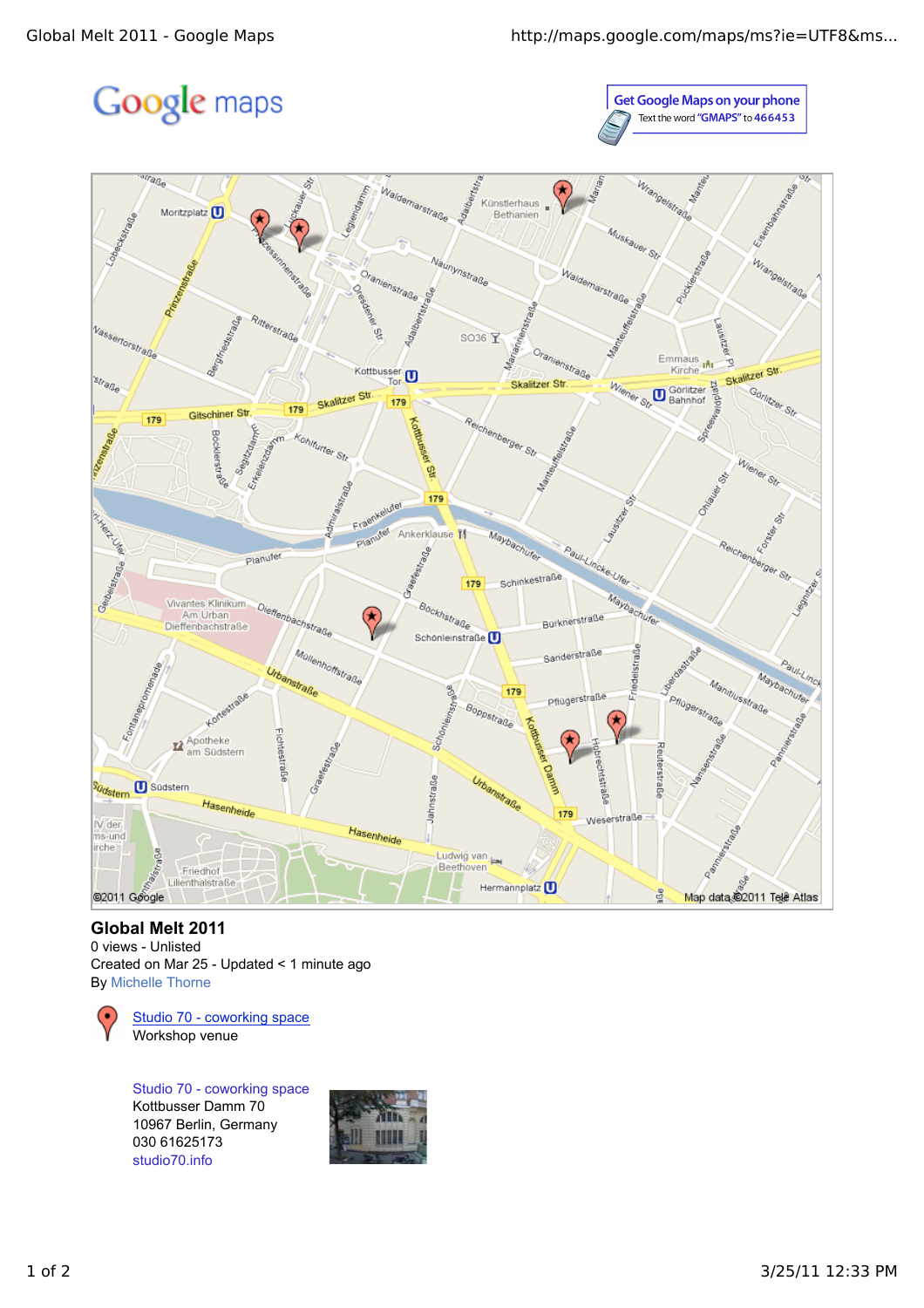# Global Melt 2011

0 views - Unlisted
Created on Mar 25 - Updated < 1 minute ago
By Michelle Thorne

Studio 70 - coworking space
Workshop venue

Studio 70 - coworking space
Kottbusser Damm 70
10967 Berlin, Germany
030 61625173
studio70.info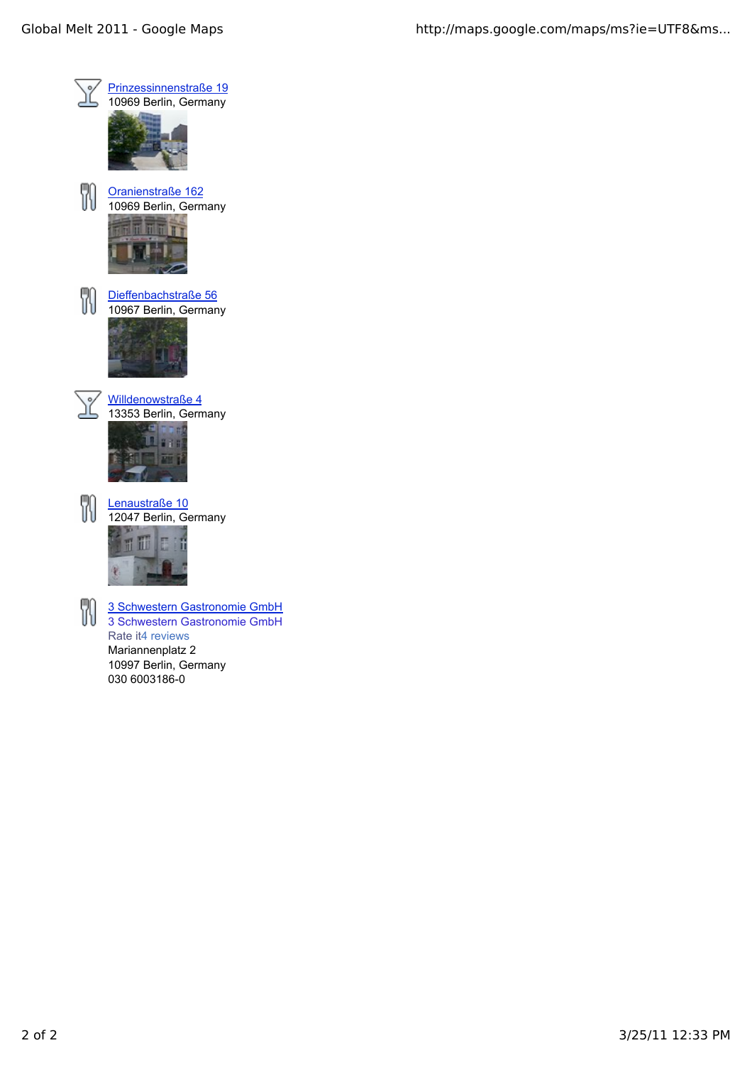[Prinzessinnenstraße 19](#)
10969 Berlin, Germany

[Oranienstraße 162](#)
10969 Berlin, Germany

[Dieffenbachstraße 56](#)
10967 Berlin, Germany

[Willdenowstraße 4](#)
13353 Berlin, Germany

[Lenaustraße 10](#)
12047 Berlin, Germany

[3 Schwestern Gastronomie GmbH](#)
3 Schwestern Gastronomie GmbH
Rate it4 reviews
Mariannenplatz 2
10997 Berlin, Germany
030 6003186-0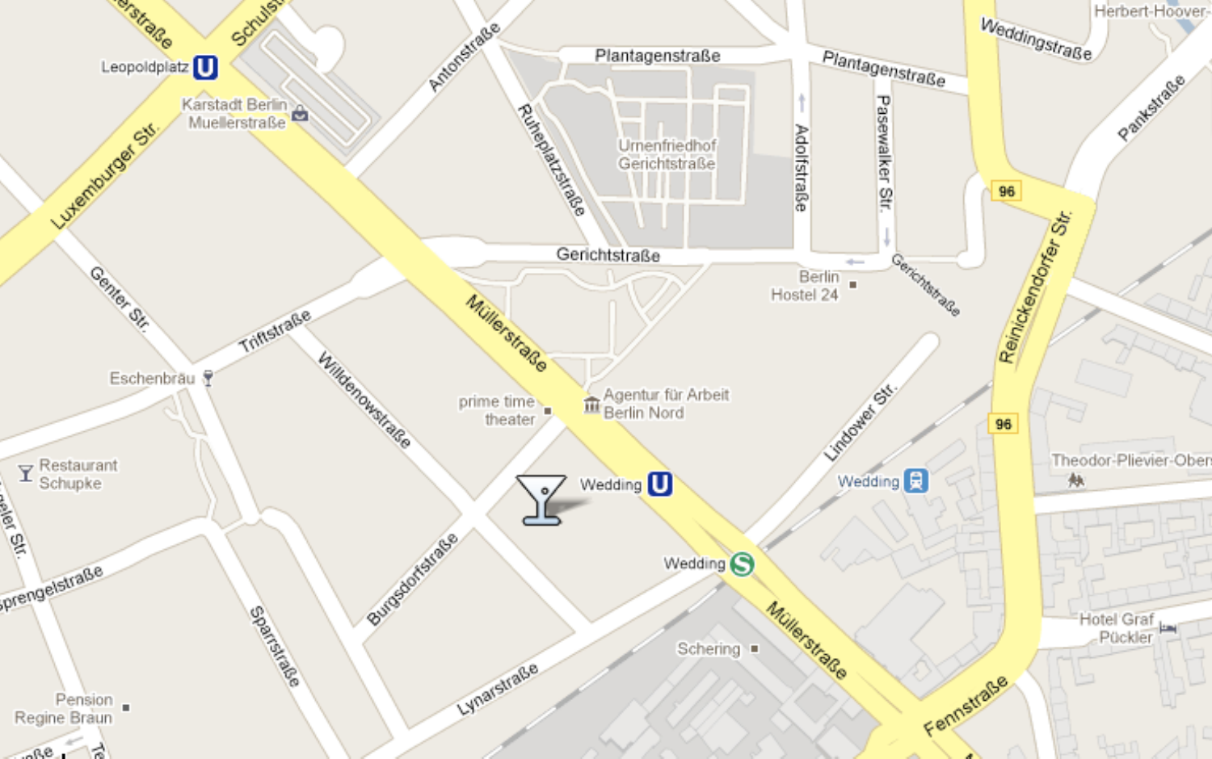Leopoldplatz
Karstadt Berlin
Muellerstraße
Luxemburger Str.
Schulstr.
Antonstraße
Plantagenstraße
Plantagenstraße
Weddingstraße
Herbert-Hoover-
Pankstraße
Ruheplatzstraße
Urnenfriedhof
Gerichtstraße
Adolfstraße
Pasewalker Str.
96
Gerichtstraße
Berlin
Hostel 24
Gerichtstraße
Reinickendorfer Str.
Genfer Str.
Triftstraße
Müllerstraße
Eschenbräu
Wildenowstraße
prime time
theater
Agentur für Arbeit
Berlin Nord
Lindower Str.
96
Restaurant
Schupke
Wedding
Wedding
Theodor-Plievier-Ober
Burgsdorfstraße
Wedding
Sprengelstraße
Sparrstraße
Schering
Müllerstraße
Hotel Graf
Pückler
Lynarstraße
Fennstraße
Pension
Regine Braun